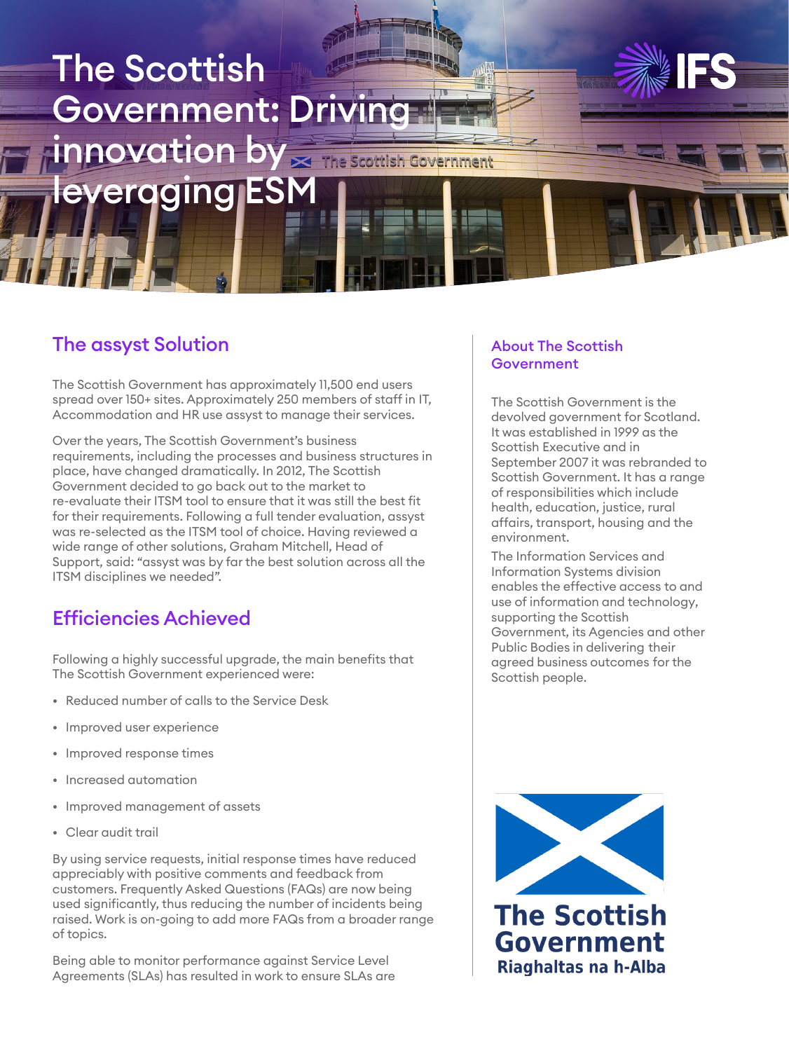# The Scottish Government: Driving innovation by leveraging ESM

## The assyst Solution

The Scottish Government has approximately 11,500 end users spread over 150+ sites. Approximately 250 members of staff in IT, Accommodation and HR use assyst to manage their services.

Over the years, The Scottish Government's business requirements, including the processes and business structures in place, have changed dramatically. In 2012, The Scottish Government decided to go back out to the market to re-evaluate their ITSM tool to ensure that it was still the best fit for their requirements. Following a full tender evaluation, assyst was re-selected as the ITSM tool of choice. Having reviewed a wide range of other solutions, Graham Mitchell, Head of Support, said: "assyst was by far the best solution across all the ITSM disciplines we needed".

## Efficiencies Achieved

Following a highly successful upgrade, the main benefits that The Scottish Government experienced were:

- Reduced number of calls to the Service Desk
- Improved user experience
- Improved response times
- Increased automation
- Improved management of assets
- Clear audit trail

By using service requests, initial response times have reduced appreciably with positive comments and feedback from customers. Frequently Asked Questions (FAQs) are now being used significantly, thus reducing the number of incidents being raised. Work is on-going to add more FAQs from a broader range of topics.

Being able to monitor performance against Service Level Agreements (SLAs) has resulted in work to ensure SLAs are

### About The Scottish Government

The Scottish Government is the devolved government for Scotland. It was established in 1999 as the Scottish Executive and in September 2007 it was rebranded to Scottish Government. It has a range of responsibilities which include health, education, justice, rural affairs, transport, housing and the environment.

The Information Services and Information Systems division enables the effective access to and use of information and technology, supporting the Scottish Government, its Agencies and other Public Bodies in delivering their agreed business outcomes for the Scottish people.

The Scottish Government
Riaghaltas na h-Alba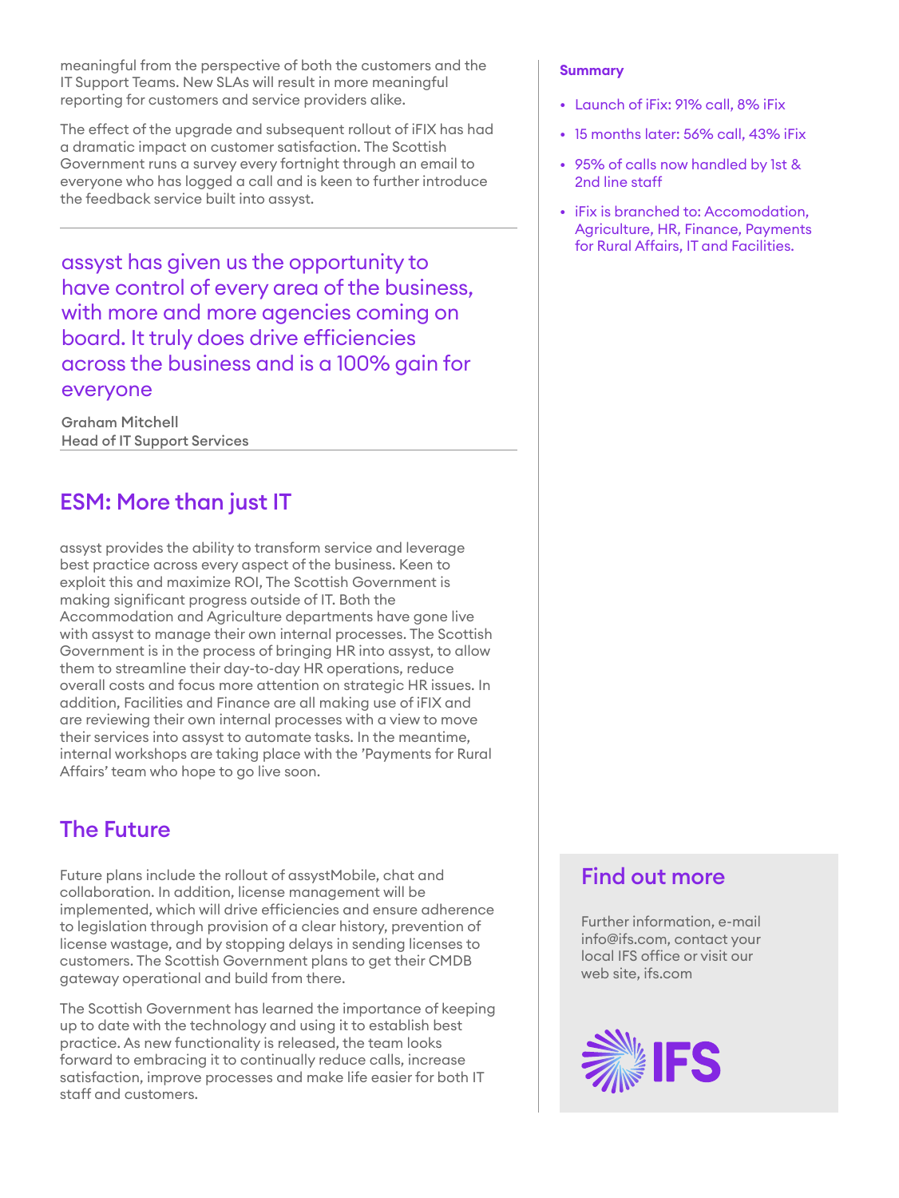meaningful from the perspective of both the customers and the IT Support Teams. New SLAs will result in more meaningful reporting for customers and service providers alike.

The effect of the upgrade and subsequent rollout of iFIX has had a dramatic impact on customer satisfaction. The Scottish Government runs a survey every fortnight through an email to everyone who has logged a call and is keen to further introduce the feedback service built into assyst.

> assyst has given us the opportunity to have control of every area of the business, with more and more agencies coming on board. It truly does drive efficiencies across the business and is a 100% gain for everyone
>
> **Graham Mitchell**
> **Head of IT Support Services**

## ESM: More than just IT

assyst provides the ability to transform service and leverage best practice across every aspect of the business. Keen to exploit this and maximize ROI, The Scottish Government is making significant progress outside of IT. Both the Accommodation and Agriculture departments have gone live with assyst to manage their own internal processes. The Scottish Government is in the process of bringing HR into assyst, to allow them to streamline their day-to-day HR operations, reduce overall costs and focus more attention on strategic HR issues. In addition, Facilities and Finance are all making use of iFIX and are reviewing their own internal processes with a view to move their services into assyst to automate tasks. In the meantime, internal workshops are taking place with the 'Payments for Rural Affairs' team who hope to go live soon.

## The Future

Future plans include the rollout of assystMobile, chat and collaboration. In addition, license management will be implemented, which will drive efficiencies and ensure adherence to legislation through provision of a clear history, prevention of license wastage, and by stopping delays in sending licenses to customers. The Scottish Government plans to get their CMDB gateway operational and build from there.

The Scottish Government has learned the importance of keeping up to date with the technology and using it to establish best practice. As new functionality is released, the team looks forward to embracing it to continually reduce calls, increase satisfaction, improve processes and make life easier for both IT staff and customers.

**Summary**

- Launch of iFix: 91% call, 8% iFix
- 15 months later: 56% call, 43% iFix
- 95% of calls now handled by 1st & 2nd line staff
- iFix is branched to: Accomodation, Agriculture, HR, Finance, Payments for Rural Affairs, IT and Facilities.

## Find out more

Further information, e-mail info@ifs.com, contact your local IFS office or visit our web site, ifs.com

IFS